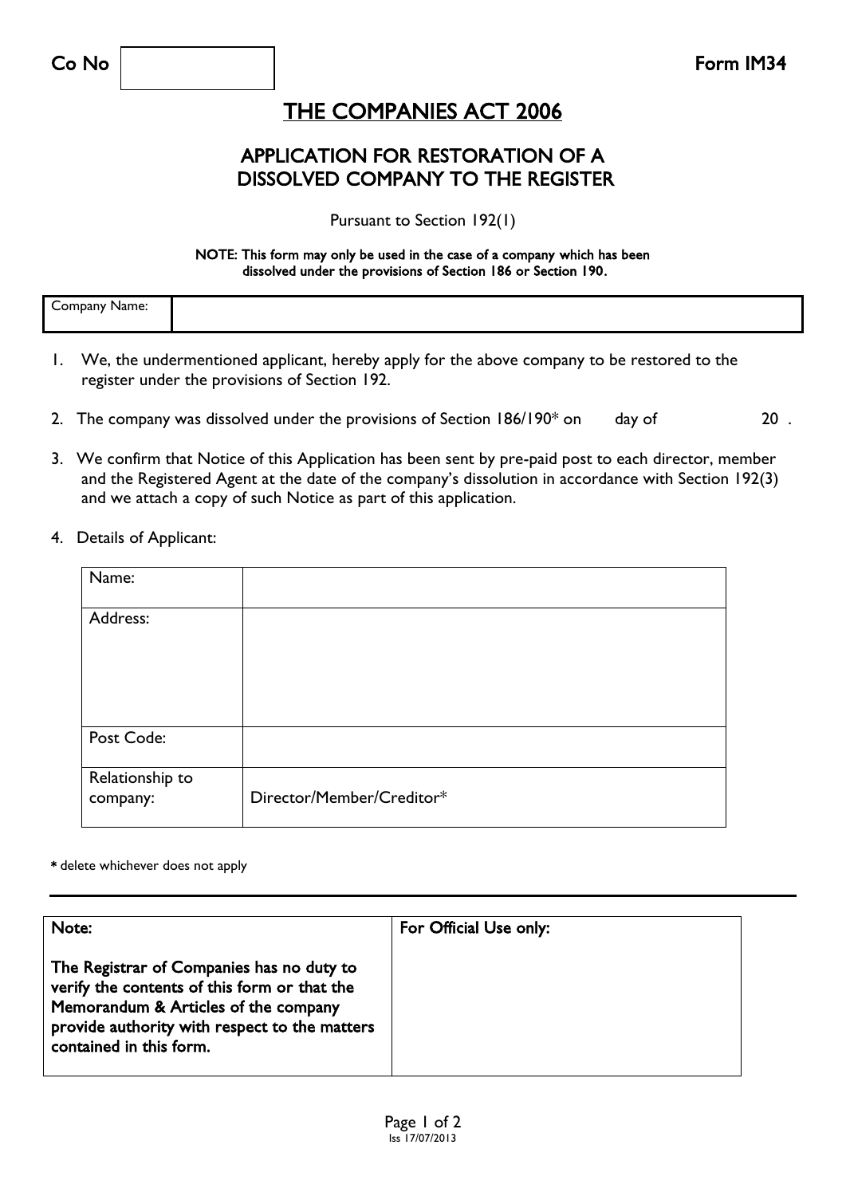Co No | | Form IM34

# THE COMPANIES ACT 2006

## APPLICATION FOR RESTORATION OF A DISSOLVED COMPANY TO THE REGISTER

Pursuant to Section 192(1)

**NOTE: This form may only be used in the case of a company which has been dissolved under the provisions of Section 186 or Section 190.**

| Company Name: | |
|---|---|

1. We, the undermentioned applicant, hereby apply for the above company to be restored to the register under the provisions of Section 192.

2. The company was dissolved under the provisions of Section 186/190* on day of 20 .

3. We confirm that Notice of this Application has been sent by pre-paid post to each director, member and the Registered Agent at the date of the company's dissolution in accordance with Section 192(3) and we attach a copy of such Notice as part of this application.

4. Details of Applicant:

| Name: | |
|---|---|
| Address: | |
| Post Code: | |
| Relationship to company: | Director/Member/Creditor* |

\* delete whichever does not apply

| **Note:**<br><br>**The Registrar of Companies has no duty to verify the contents of this form or that the Memorandum & Articles of the company provide authority with respect to the matters contained in this form.** | **For Official Use only:** |
|---|---|

Iss 17/07/2013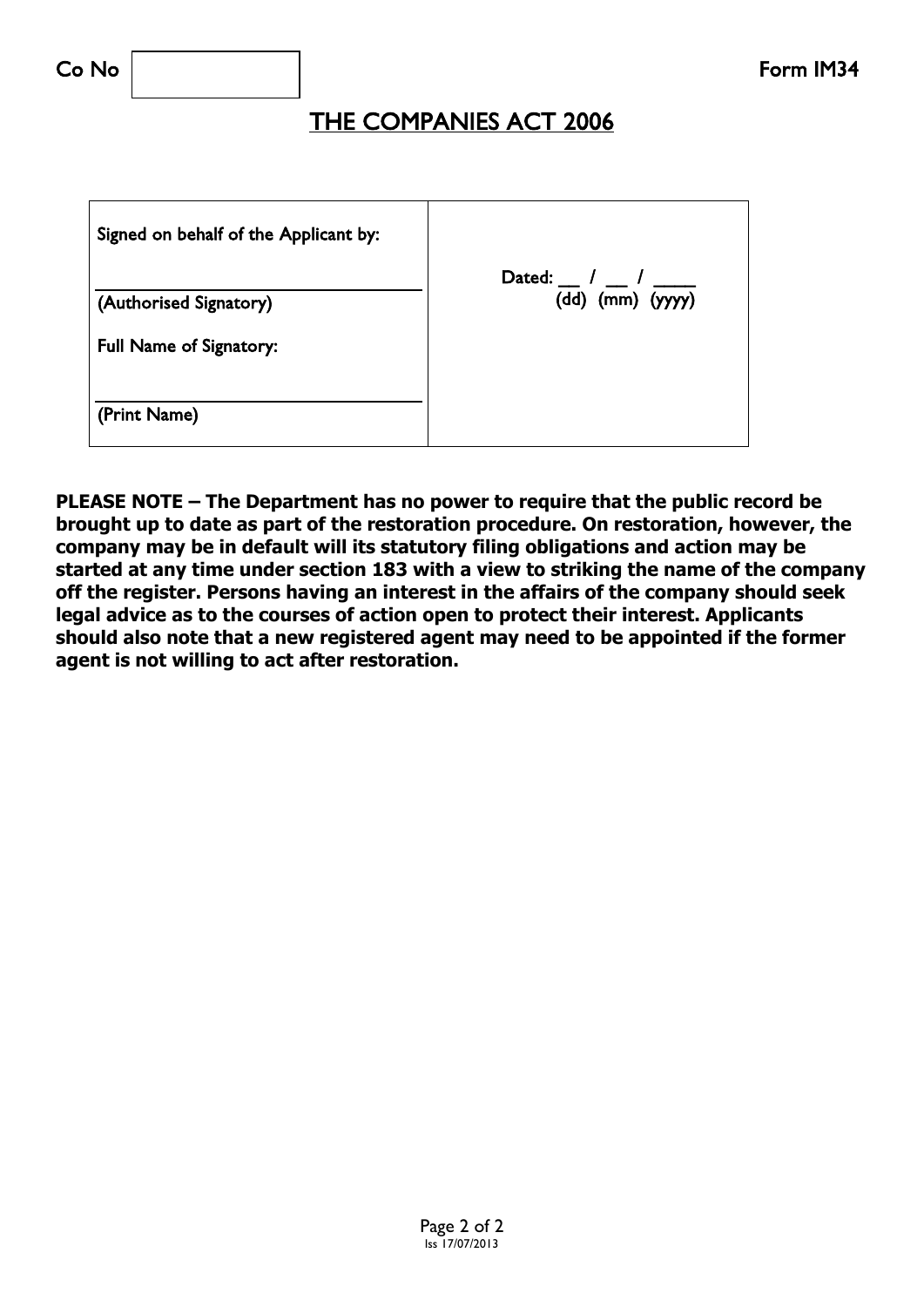Co No | | Form IM34

# THE COMPANIES ACT 2006

| | |
|---|---|
| Signed on behalf of the Applicant by:<br><br>\_\_\_\_\_\_\_\_\_\_\_\_\_\_\_\_\_\_\_\_<br>(Authorised Signatory)<br><br>Full Name of Signatory:<br><br>\_\_\_\_\_\_\_\_\_\_\_\_\_\_\_\_\_\_\_\_<br>(Print Name) | Dated: \_\_ / \_\_ / \_\_\_\_<br>(dd) (mm) (yyyy) |

**PLEASE NOTE – The Department has no power to require that the public record be brought up to date as part of the restoration procedure. On restoration, however, the company may be in default will its statutory filing obligations and action may be started at any time under section 183 with a view to striking the name of the company off the register. Persons having an interest in the affairs of the company should seek legal advice as to the courses of action open to protect their interest. Applicants should also note that a new registered agent may need to be appointed if the former agent is not willing to act after restoration.**

Iss 17/07/2013